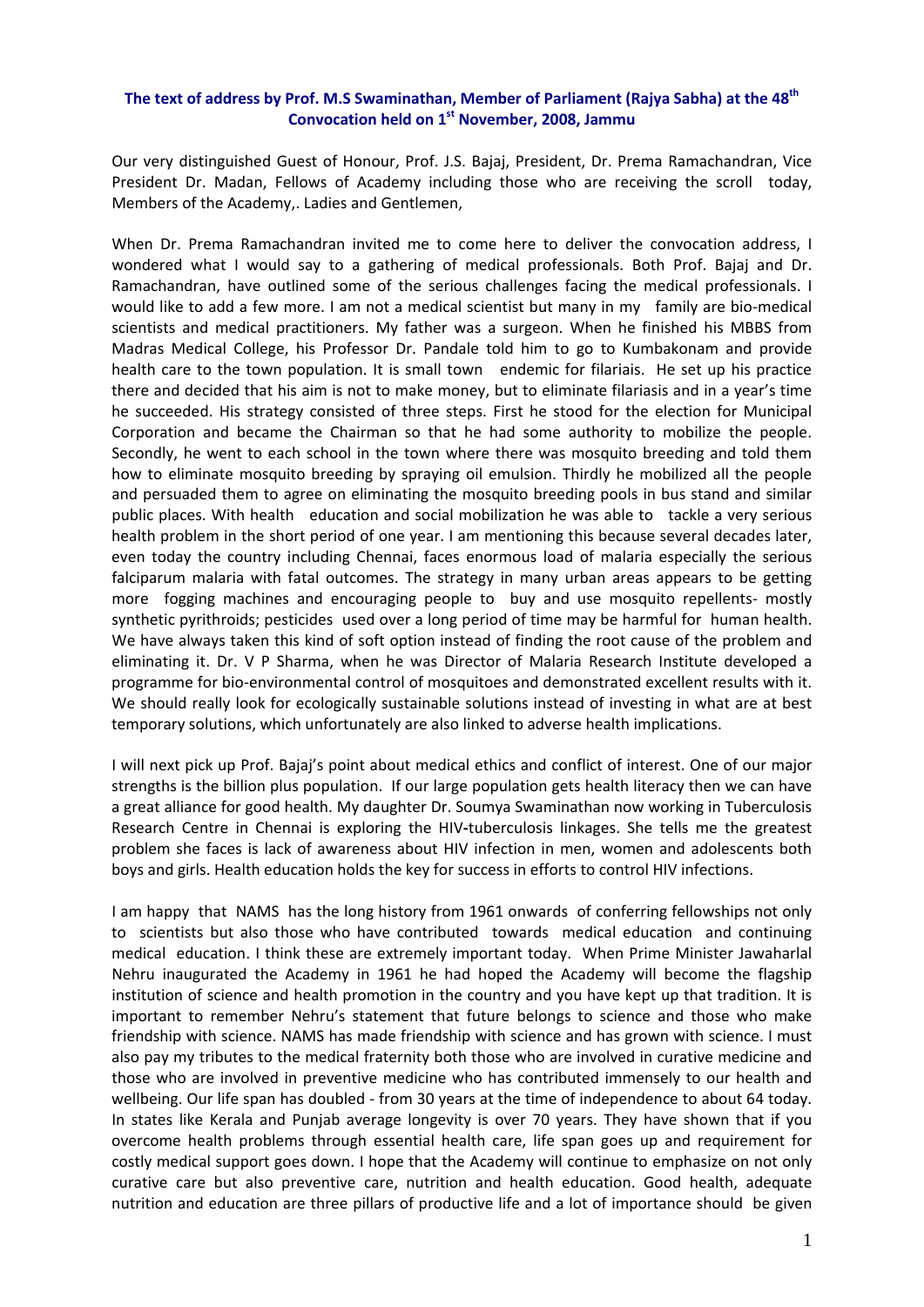**The text of address by Prof. M.S Swaminathan, Member of Parliament (Rajya Sabha) at the 48th Convocation held on 1st November, 2008, Jammu**

Our very distinguished Guest of Honour, Prof. J.S. Bajaj, President, Dr. Prema Ramachandran, Vice President Dr. Madan, Fellows of Academy including those who are receiving the scroll today, Members of the Academy,. Ladies and Gentlemen,

When Dr. Prema Ramachandran invited me to come here to deliver the convocation address, I wondered what I would say to a gathering of medical professionals. Both Prof. Bajaj and Dr. Ramachandran, have outlined some of the serious challenges facing the medical professionals. I would like to add a few more. I am not a medical scientist but many in my family are bio-medical scientists and medical practitioners. My father was a surgeon. When he finished his MBBS from Madras Medical College, his Professor Dr. Pandale told him to go to Kumbakonam and provide health care to the town population. It is small town endemic for filariais. He set up his practice there and decided that his aim is not to make money, but to eliminate filariasis and in a year's time he succeeded. His strategy consisted of three steps. First he stood for the election for Municipal Corporation and became the Chairman so that he had some authority to mobilize the people. Secondly, he went to each school in the town where there was mosquito breeding and told them how to eliminate mosquito breeding by spraying oil emulsion. Thirdly he mobilized all the people and persuaded them to agree on eliminating the mosquito breeding pools in bus stand and similar public places. With health education and social mobilization he was able to tackle a very serious health problem in the short period of one year. I am mentioning this because several decades later, even today the country including Chennai, faces enormous load of malaria especially the serious falciparum malaria with fatal outcomes. The strategy in many urban areas appears to be getting more fogging machines and encouraging people to buy and use mosquito repellents- mostly synthetic pyrithroids; pesticides used over a long period of time may be harmful for human health. We have always taken this kind of soft option instead of finding the root cause of the problem and eliminating it. Dr. V P Sharma, when he was Director of Malaria Research Institute developed a programme for bio-environmental control of mosquitoes and demonstrated excellent results with it. We should really look for ecologically sustainable solutions instead of investing in what are at best temporary solutions, which unfortunately are also linked to adverse health implications.

I will next pick up Prof. Bajaj's point about medical ethics and conflict of interest. One of our major strengths is the billion plus population. If our large population gets health literacy then we can have a great alliance for good health. My daughter Dr. Soumya Swaminathan now working in Tuberculosis Research Centre in Chennai is exploring the HIV-tuberculosis linkages. She tells me the greatest problem she faces is lack of awareness about HIV infection in men, women and adolescents both boys and girls. Health education holds the key for success in efforts to control HIV infections.

I am happy that NAMS has the long history from 1961 onwards of conferring fellowships not only to scientists but also those who have contributed towards medical education and continuing medical education. I think these are extremely important today. When Prime Minister Jawaharlal Nehru inaugurated the Academy in 1961 he had hoped the Academy will become the flagship institution of science and health promotion in the country and you have kept up that tradition. It is important to remember Nehru's statement that future belongs to science and those who make friendship with science. NAMS has made friendship with science and has grown with science. I must also pay my tributes to the medical fraternity both those who are involved in curative medicine and those who are involved in preventive medicine who has contributed immensely to our health and wellbeing. Our life span has doubled - from 30 years at the time of independence to about 64 today. In states like Kerala and Punjab average longevity is over 70 years. They have shown that if you overcome health problems through essential health care, life span goes up and requirement for costly medical support goes down. I hope that the Academy will continue to emphasize on not only curative care but also preventive care, nutrition and health education. Good health, adequate nutrition and education are three pillars of productive life and a lot of importance should be given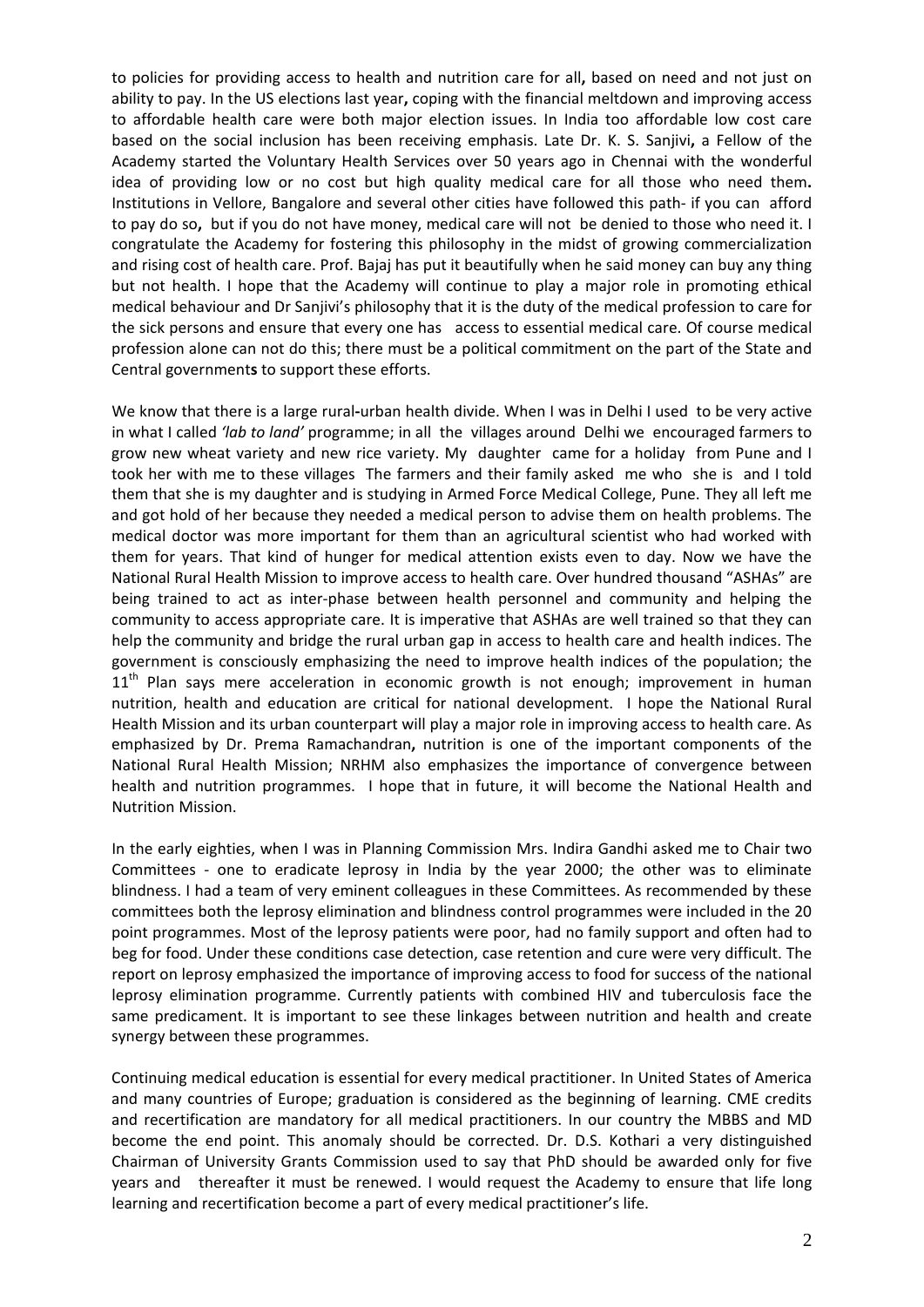to policies for providing access to health and nutrition care for all, based on need and not just on ability to pay. In the US elections last year, coping with the financial meltdown and improving access to affordable health care were both major election issues. In India too affordable low cost care based on the social inclusion has been receiving emphasis. Late Dr. K. S. Sanjivi, a Fellow of the Academy started the Voluntary Health Services over 50 years ago in Chennai with the wonderful idea of providing low or no cost but high quality medical care for all those who need them. Institutions in Vellore, Bangalore and several other cities have followed this path- if you can afford to pay do so, but if you do not have money, medical care will not be denied to those who need it. I congratulate the Academy for fostering this philosophy in the midst of growing commercialization and rising cost of health care. Prof. Bajaj has put it beautifully when he said money can buy any thing but not health. I hope that the Academy will continue to play a major role in promoting ethical medical behaviour and Dr Sanjivi's philosophy that it is the duty of the medical profession to care for the sick persons and ensure that every one has access to essential medical care. Of course medical profession alone can not do this; there must be a political commitment on the part of the State and Central governments to support these efforts.

We know that there is a large rural-urban health divide. When I was in Delhi I used to be very active in what I called *'lab to land'* programme; in all the villages around Delhi we encouraged farmers to grow new wheat variety and new rice variety. My daughter came for a holiday from Pune and I took her with me to these villages The farmers and their family asked me who she is and I told them that she is my daughter and is studying in Armed Force Medical College, Pune. They all left me and got hold of her because they needed a medical person to advise them on health problems. The medical doctor was more important for them than an agricultural scientist who had worked with them for years. That kind of hunger for medical attention exists even to day. Now we have the National Rural Health Mission to improve access to health care. Over hundred thousand "ASHAs" are being trained to act as inter-phase between health personnel and community and helping the community to access appropriate care. It is imperative that ASHAs are well trained so that they can help the community and bridge the rural urban gap in access to health care and health indices. The government is consciously emphasizing the need to improve health indices of the population; the 11th Plan says mere acceleration in economic growth is not enough; improvement in human nutrition, health and education are critical for national development. I hope the National Rural Health Mission and its urban counterpart will play a major role in improving access to health care. As emphasized by Dr. Prema Ramachandran, nutrition is one of the important components of the National Rural Health Mission; NRHM also emphasizes the importance of convergence between health and nutrition programmes. I hope that in future, it will become the National Health and Nutrition Mission.

In the early eighties, when I was in Planning Commission Mrs. Indira Gandhi asked me to Chair two Committees - one to eradicate leprosy in India by the year 2000; the other was to eliminate blindness. I had a team of very eminent colleagues in these Committees. As recommended by these committees both the leprosy elimination and blindness control programmes were included in the 20 point programmes. Most of the leprosy patients were poor, had no family support and often had to beg for food. Under these conditions case detection, case retention and cure were very difficult. The report on leprosy emphasized the importance of improving access to food for success of the national leprosy elimination programme. Currently patients with combined HIV and tuberculosis face the same predicament. It is important to see these linkages between nutrition and health and create synergy between these programmes.

Continuing medical education is essential for every medical practitioner. In United States of America and many countries of Europe; graduation is considered as the beginning of learning. CME credits and recertification are mandatory for all medical practitioners. In our country the MBBS and MD become the end point. This anomaly should be corrected. Dr. D.S. Kothari a very distinguished Chairman of University Grants Commission used to say that PhD should be awarded only for five years and thereafter it must be renewed. I would request the Academy to ensure that life long learning and recertification become a part of every medical practitioner's life.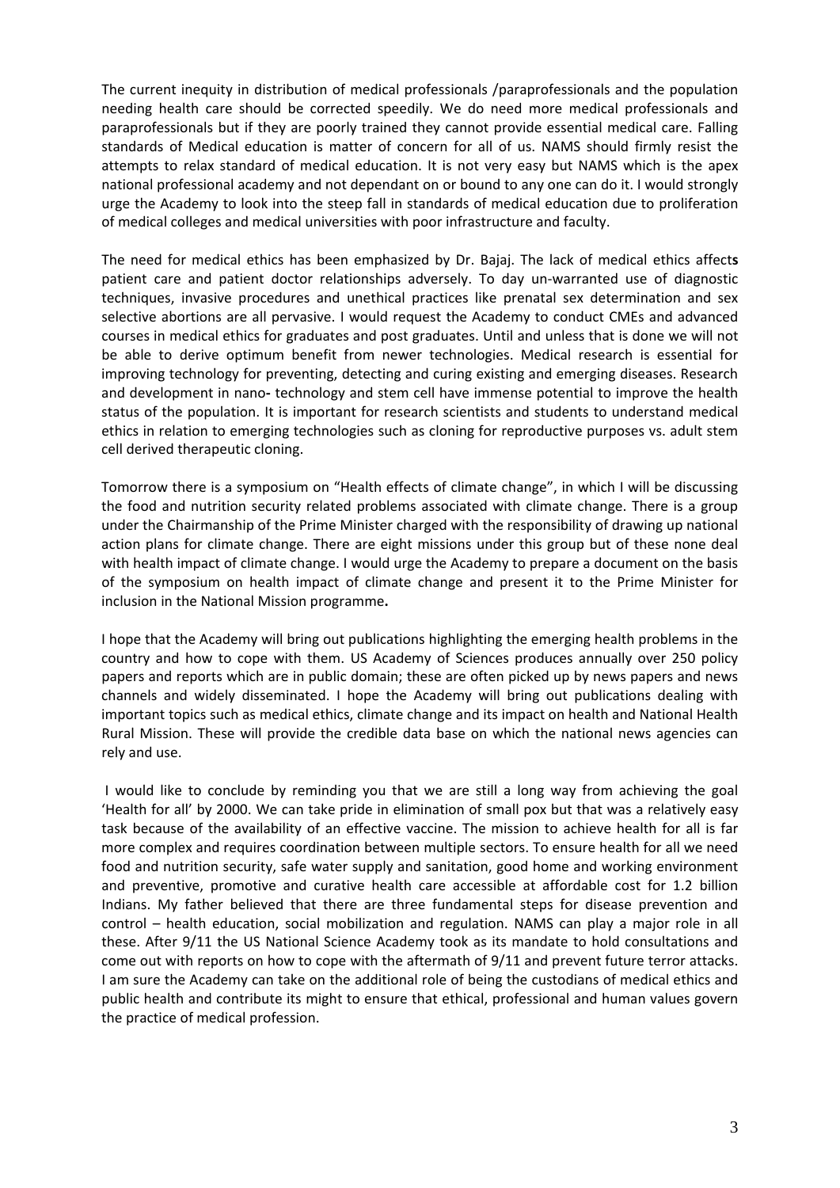The current inequity in distribution of medical professionals /paraprofessionals and the population needing health care should be corrected speedily. We do need more medical professionals and paraprofessionals but if they are poorly trained they cannot provide essential medical care. Falling standards of Medical education is matter of concern for all of us. NAMS should firmly resist the attempts to relax standard of medical education. It is not very easy but NAMS which is the apex national professional academy and not dependant on or bound to any one can do it. I would strongly urge the Academy to look into the steep fall in standards of medical education due to proliferation of medical colleges and medical universities with poor infrastructure and faculty.

The need for medical ethics has been emphasized by Dr. Bajaj. The lack of medical ethics affect**s** patient care and patient doctor relationships adversely. To day un-warranted use of diagnostic techniques, invasive procedures and unethical practices like prenatal sex determination and sex selective abortions are all pervasive. I would request the Academy to conduct CMEs and advanced courses in medical ethics for graduates and post graduates. Until and unless that is done we will not be able to derive optimum benefit from newer technologies. Medical research is essential for improving technology for preventing, detecting and curing existing and emerging diseases. Research and development in nano**-** technology and stem cell have immense potential to improve the health status of the population. It is important for research scientists and students to understand medical ethics in relation to emerging technologies such as cloning for reproductive purposes vs. adult stem cell derived therapeutic cloning.

Tomorrow there is a symposium on "Health effects of climate change", in which I will be discussing the food and nutrition security related problems associated with climate change. There is a group under the Chairmanship of the Prime Minister charged with the responsibility of drawing up national action plans for climate change. There are eight missions under this group but of these none deal with health impact of climate change. I would urge the Academy to prepare a document on the basis of the symposium on health impact of climate change and present it to the Prime Minister for inclusion in the National Mission programme**.**

I hope that the Academy will bring out publications highlighting the emerging health problems in the country and how to cope with them. US Academy of Sciences produces annually over 250 policy papers and reports which are in public domain; these are often picked up by news papers and news channels and widely disseminated. I hope the Academy will bring out publications dealing with important topics such as medical ethics, climate change and its impact on health and National Health Rural Mission. These will provide the credible data base on which the national news agencies can rely and use.

I would like to conclude by reminding you that we are still a long way from achieving the goal 'Health for all' by 2000. We can take pride in elimination of small pox but that was a relatively easy task because of the availability of an effective vaccine. The mission to achieve health for all is far more complex and requires coordination between multiple sectors. To ensure health for all we need food and nutrition security, safe water supply and sanitation, good home and working environment and preventive, promotive and curative health care accessible at affordable cost for 1.2 billion Indians. My father believed that there are three fundamental steps for disease prevention and control – health education, social mobilization and regulation. NAMS can play a major role in all these. After 9/11 the US National Science Academy took as its mandate to hold consultations and come out with reports on how to cope with the aftermath of 9/11 and prevent future terror attacks. I am sure the Academy can take on the additional role of being the custodians of medical ethics and public health and contribute its might to ensure that ethical, professional and human values govern the practice of medical profession.